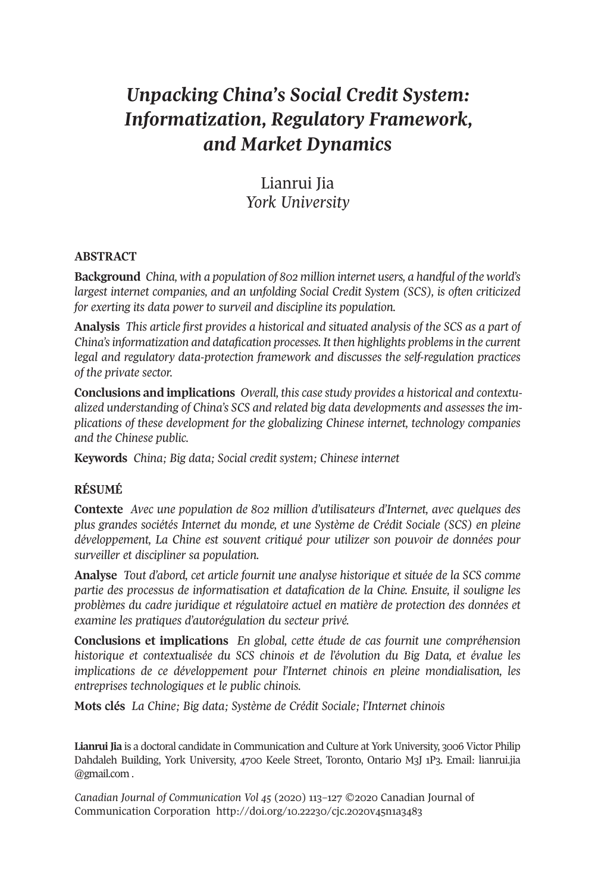# *Unpacking China's Social Credit System: Informatization, Regulatory Framework, and Market Dynamics*

Lianrui Jia
*York University*

## ABSTRACT

**Background** *China, with a population of 802 million internet users, a handful of the world's largest internet companies, and an unfolding Social Credit System (SCS), is often criticized for exerting its data power to surveil and discipline its population.*

**Analysis** *This article first provides a historical and situated analysis of the SCS as a part of China's informatization and datafication processes. It then highlights problems in the current legal and regulatory data-protection framework and discusses the self-regulation practices of the private sector.*

**Conclusions and implications** *Overall, this case study provides a historical and contextualized understanding of China's SCS and related big data developments and assesses the implications of these development for the globalizing Chinese internet, technology companies and the Chinese public.*

**Keywords** *China; Big data; Social credit system; Chinese internet*

## RÉSUMÉ

**Contexte** *Avec une population de 802 million d'utilisateurs d'Internet, avec quelques des plus grandes sociétés Internet du monde, et une Système de Crédit Sociale (SCS) en pleine développement, La Chine est souvent critiqué pour utilizer son pouvoir de données pour surveiller et discipliner sa population.*

**Analyse** *Tout d'abord, cet article fournit une analyse historique et située de la SCS comme partie des processus de informatisation et datafication de la Chine. Ensuite, il souligne les problèmes du cadre juridique et régulatoire actuel en matière de protection des données et examine les pratiques d'autorégulation du secteur privé.*

**Conclusions et implications** *En global, cette étude de cas fournit une compréhension historique et contextualisée du SCS chinois et de l'évolution du Big Data, et évalue les implications de ce développement pour l'Internet chinois en pleine mondialisation, les entreprises technologiques et le public chinois.*

**Mots clés** *La Chine; Big data; Système de Crédit Sociale; l'Internet chinois*

**Lianrui Jia** is a doctoral candidate in Communication and Culture at York University, 3006 Victor Philip Dahdaleh Building, York University, 4700 Keele Street, Toronto, Ontario M3J 1P3. Email: lianrui.jia@gmail.com .

*Canadian Journal of Communication Vol 45* (2020) 113–127 ©2020 Canadian Journal of Communication Corporation http://doi.org/10.22230/cjc.2020v45n1a3483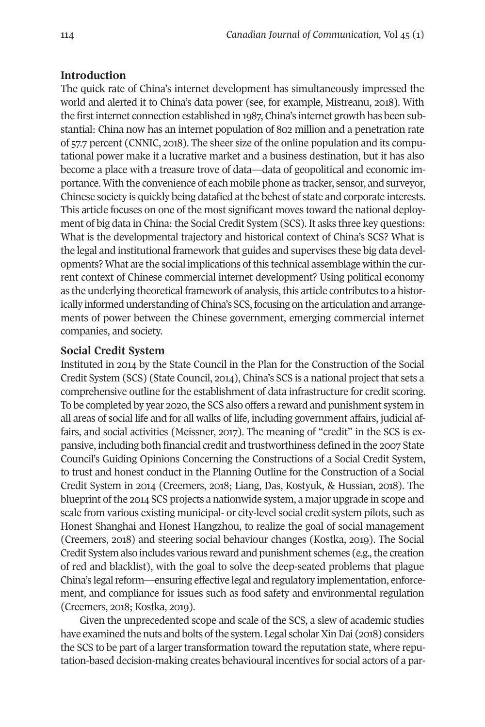## Introduction

The quick rate of China's internet development has simultaneously impressed the world and alerted it to China's data power (see, for example, Mistreanu, 2018). With the first internet connection established in 1987, China's internet growth has been substantial: China now has an internet population of 802 million and a penetration rate of 57.7 percent (CNNIC, 2018). The sheer size of the online population and its computational power make it a lucrative market and a business destination, but it has also become a place with a treasure trove of data—data of geopolitical and economic importance. With the convenience of each mobile phone as tracker, sensor, and surveyor, Chinese society is quickly being datafied at the behest of state and corporate interests. This article focuses on one of the most significant moves toward the national deployment of big data in China: the Social Credit System (SCS). It asks three key questions: What is the developmental trajectory and historical context of China's SCS? What is the legal and institutional framework that guides and supervises these big data developments? What are the social implications of this technical assemblage within the current context of Chinese commercial internet development? Using political economy as the underlying theoretical framework of analysis, this article contributes to a historically informed understanding of China's SCS, focusing on the articulation and arrangements of power between the Chinese government, emerging commercial internet companies, and society.

## Social Credit System

Instituted in 2014 by the State Council in the Plan for the Construction of the Social Credit System (SCS) (State Council, 2014), China's SCS is a national project that sets a comprehensive outline for the establishment of data infrastructure for credit scoring. To be completed by year 2020, the SCS also offers a reward and punishment system in all areas of social life and for all walks of life, including government affairs, judicial affairs, and social activities (Meissner, 2017). The meaning of "credit" in the SCS is expansive, including both financial credit and trustworthiness defined in the 2007 State Council's Guiding Opinions Concerning the Constructions of a Social Credit System, to trust and honest conduct in the Planning Outline for the Construction of a Social Credit System in 2014 (Creemers, 2018; Liang, Das, Kostyuk, & Hussian, 2018). The blueprint of the 2014 SCS projects a nationwide system, a major upgrade in scope and scale from various existing municipal- or city-level social credit system pilots, such as Honest Shanghai and Honest Hangzhou, to realize the goal of social management (Creemers, 2018) and steering social behaviour changes (Kostka, 2019). The Social Credit System also includes various reward and punishment schemes (e.g., the creation of red and blacklist), with the goal to solve the deep-seated problems that plague China's legal reform—ensuring effective legal and regulatory implementation, enforcement, and compliance for issues such as food safety and environmental regulation (Creemers, 2018; Kostka, 2019).

Given the unprecedented scope and scale of the SCS, a slew of academic studies have examined the nuts and bolts of the system. Legal scholar Xin Dai (2018) considers the SCS to be part of a larger transformation toward the reputation state, where reputation-based decision-making creates behavioural incentives for social actors of a par-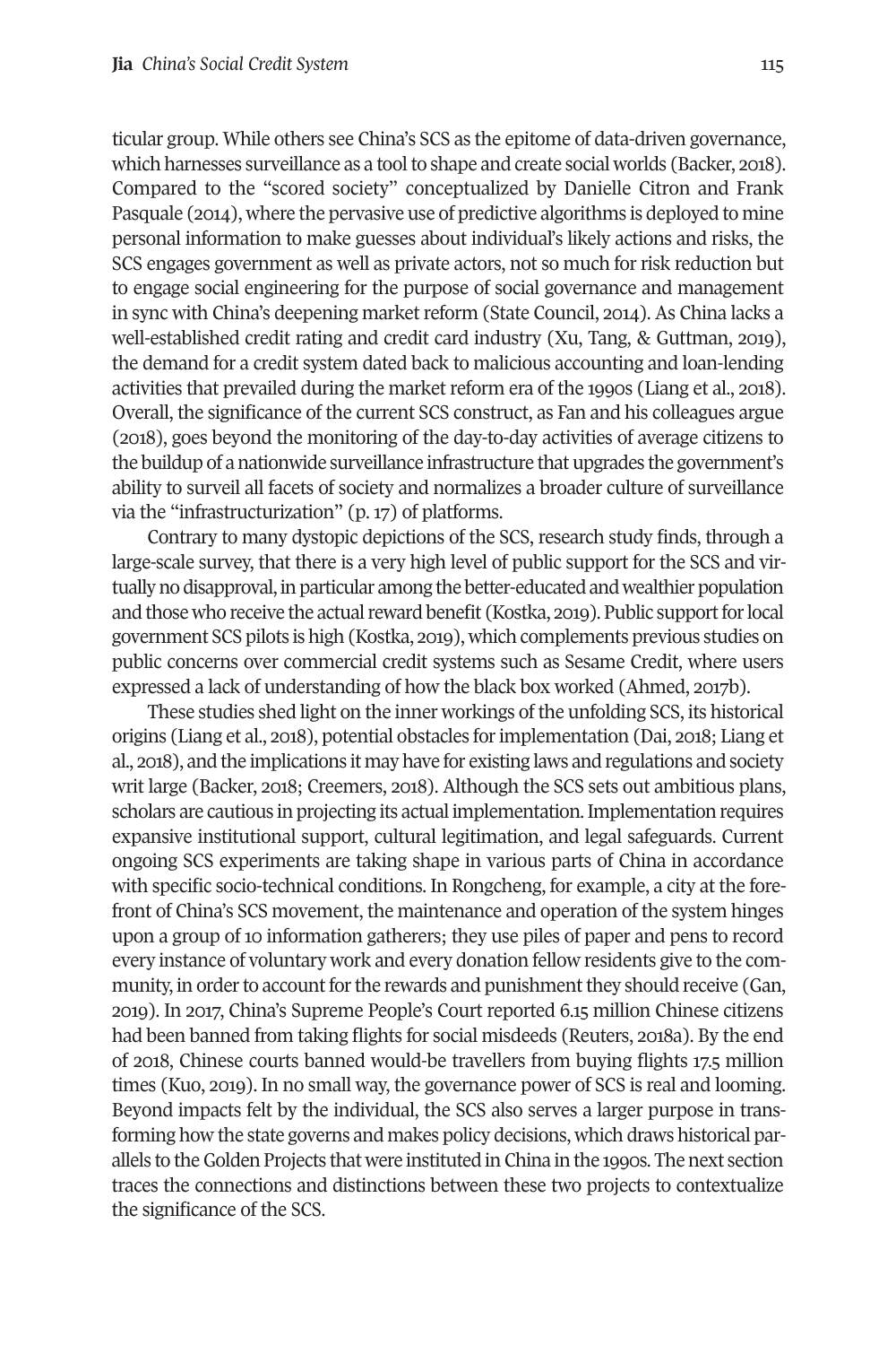ticular group. While others see China's SCS as the epitome of data-driven governance, which harnesses surveillance as a tool to shape and create social worlds (Backer, 2018). Compared to the "scored society" conceptualized by Danielle Citron and Frank Pasquale (2014), where the pervasive use of predictive algorithms is deployed to mine personal information to make guesses about individual's likely actions and risks, the SCS engages government as well as private actors, not so much for risk reduction but to engage social engineering for the purpose of social governance and management in sync with China's deepening market reform (State Council, 2014). As China lacks a well-established credit rating and credit card industry (Xu, Tang, & Guttman, 2019), the demand for a credit system dated back to malicious accounting and loan-lending activities that prevailed during the market reform era of the 1990s (Liang et al., 2018). Overall, the significance of the current SCS construct, as Fan and his colleagues argue (2018), goes beyond the monitoring of the day-to-day activities of average citizens to the buildup of a nationwide surveillance infrastructure that upgrades the government's ability to surveil all facets of society and normalizes a broader culture of surveillance via the "infrastructurization" (p. 17) of platforms.

Contrary to many dystopic depictions of the SCS, research study finds, through a large-scale survey, that there is a very high level of public support for the SCS and virtually no disapproval, in particular among the better-educated and wealthier population and those who receive the actual reward benefit (Kostka, 2019). Public support for local government SCS pilots is high (Kostka, 2019), which complements previous studies on public concerns over commercial credit systems such as Sesame Credit, where users expressed a lack of understanding of how the black box worked (Ahmed, 2017b).

These studies shed light on the inner workings of the unfolding SCS, its historical origins (Liang et al., 2018), potential obstacles for implementation (Dai, 2018; Liang et al., 2018), and the implications it may have for existing laws and regulations and society writ large (Backer, 2018; Creemers, 2018). Although the SCS sets out ambitious plans, scholars are cautious in projecting its actual implementation. Implementation requires expansive institutional support, cultural legitimation, and legal safeguards. Current ongoing SCS experiments are taking shape in various parts of China in accordance with specific socio-technical conditions. In Rongcheng, for example, a city at the forefront of China's SCS movement, the maintenance and operation of the system hinges upon a group of 10 information gatherers; they use piles of paper and pens to record every instance of voluntary work and every donation fellow residents give to the community, in order to account for the rewards and punishment they should receive (Gan, 2019). In 2017, China's Supreme People's Court reported 6.15 million Chinese citizens had been banned from taking flights for social misdeeds (Reuters, 2018a). By the end of 2018, Chinese courts banned would-be travellers from buying flights 17.5 million times (Kuo, 2019). In no small way, the governance power of SCS is real and looming. Beyond impacts felt by the individual, the SCS also serves a larger purpose in transforming how the state governs and makes policy decisions, which draws historical parallels to the Golden Projects that were instituted in China in the 1990s. The next section traces the connections and distinctions between these two projects to contextualize the significance of the SCS.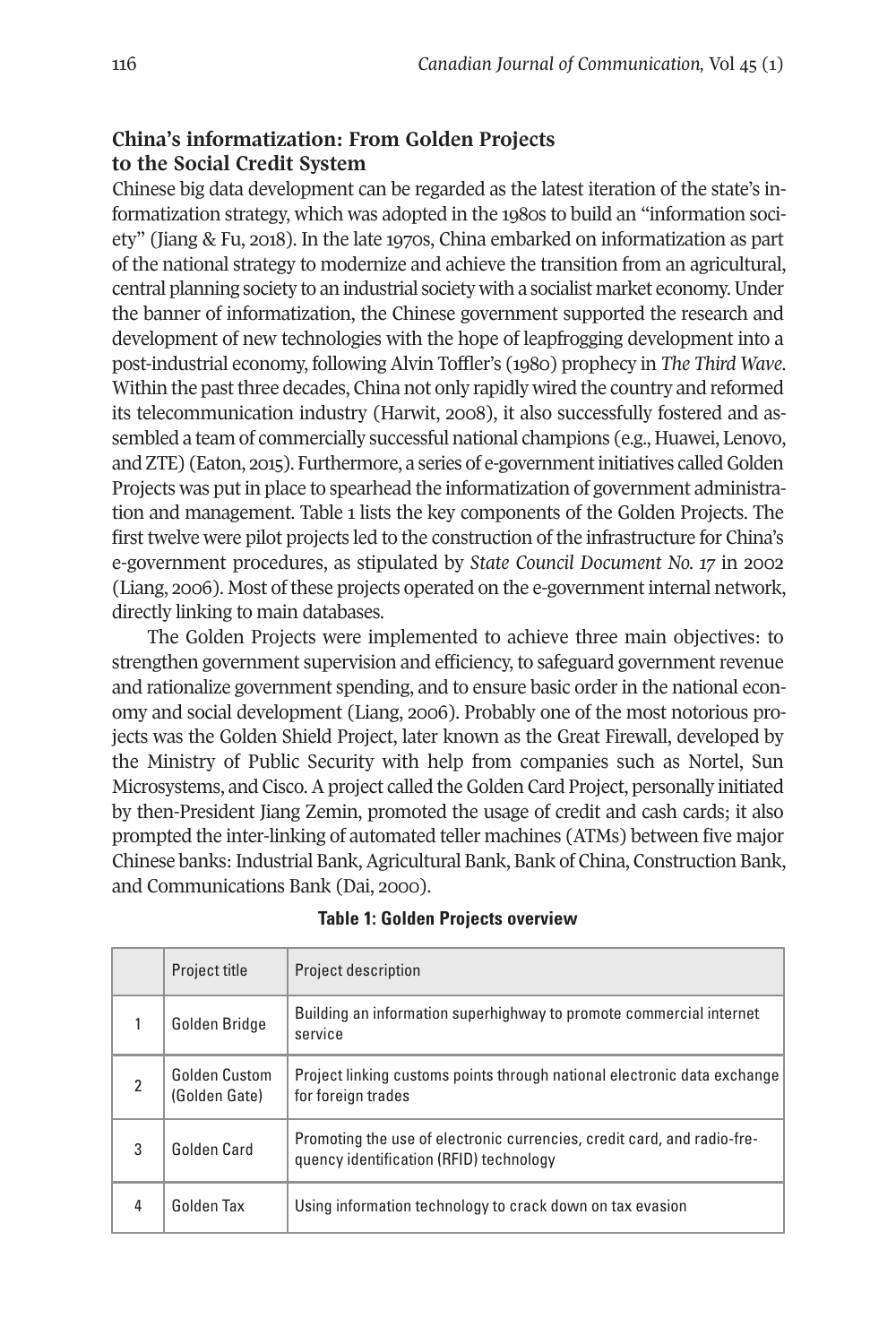## China's informatization: From Golden Projects to the Social Credit System

Chinese big data development can be regarded as the latest iteration of the state's informatization strategy, which was adopted in the 1980s to build an "information society" (Jiang & Fu, 2018). In the late 1970s, China embarked on informatization as part of the national strategy to modernize and achieve the transition from an agricultural, central planning society to an industrial society with a socialist market economy. Under the banner of informatization, the Chinese government supported the research and development of new technologies with the hope of leapfrogging development into a post-industrial economy, following Alvin Toffler's (1980) prophecy in *The Third Wave*. Within the past three decades, China not only rapidly wired the country and reformed its telecommunication industry (Harwit, 2008), it also successfully fostered and assembled a team of commercially successful national champions (e.g., Huawei, Lenovo, and ZTE) (Eaton, 2015). Furthermore, a series of e-government initiatives called Golden Projects was put in place to spearhead the informatization of government administration and management. Table 1 lists the key components of the Golden Projects. The first twelve were pilot projects led to the construction of the infrastructure for China's e-government procedures, as stipulated by *State Council Document No. 17* in 2002 (Liang, 2006). Most of these projects operated on the e-government internal network, directly linking to main databases.

The Golden Projects were implemented to achieve three main objectives: to strengthen government supervision and efficiency, to safeguard government revenue and rationalize government spending, and to ensure basic order in the national economy and social development (Liang, 2006). Probably one of the most notorious projects was the Golden Shield Project, later known as the Great Firewall, developed by the Ministry of Public Security with help from companies such as Nortel, Sun Microsystems, and Cisco. A project called the Golden Card Project, personally initiated by then-President Jiang Zemin, promoted the usage of credit and cash cards; it also prompted the inter-linking of automated teller machines (ATMs) between five major Chinese banks: Industrial Bank, Agricultural Bank, Bank of China, Construction Bank, and Communications Bank (Dai, 2000).

**Table 1: Golden Projects overview**

| | Project title | Project description |
|---|---|---|
| 1 | Golden Bridge | Building an information superhighway to promote commercial internet service |
| 2 | Golden Custom (Golden Gate) | Project linking customs points through national electronic data exchange for foreign trades |
| 3 | Golden Card | Promoting the use of electronic currencies, credit card, and radio-frequency identification (RFID) technology |
| 4 | Golden Tax | Using information technology to crack down on tax evasion |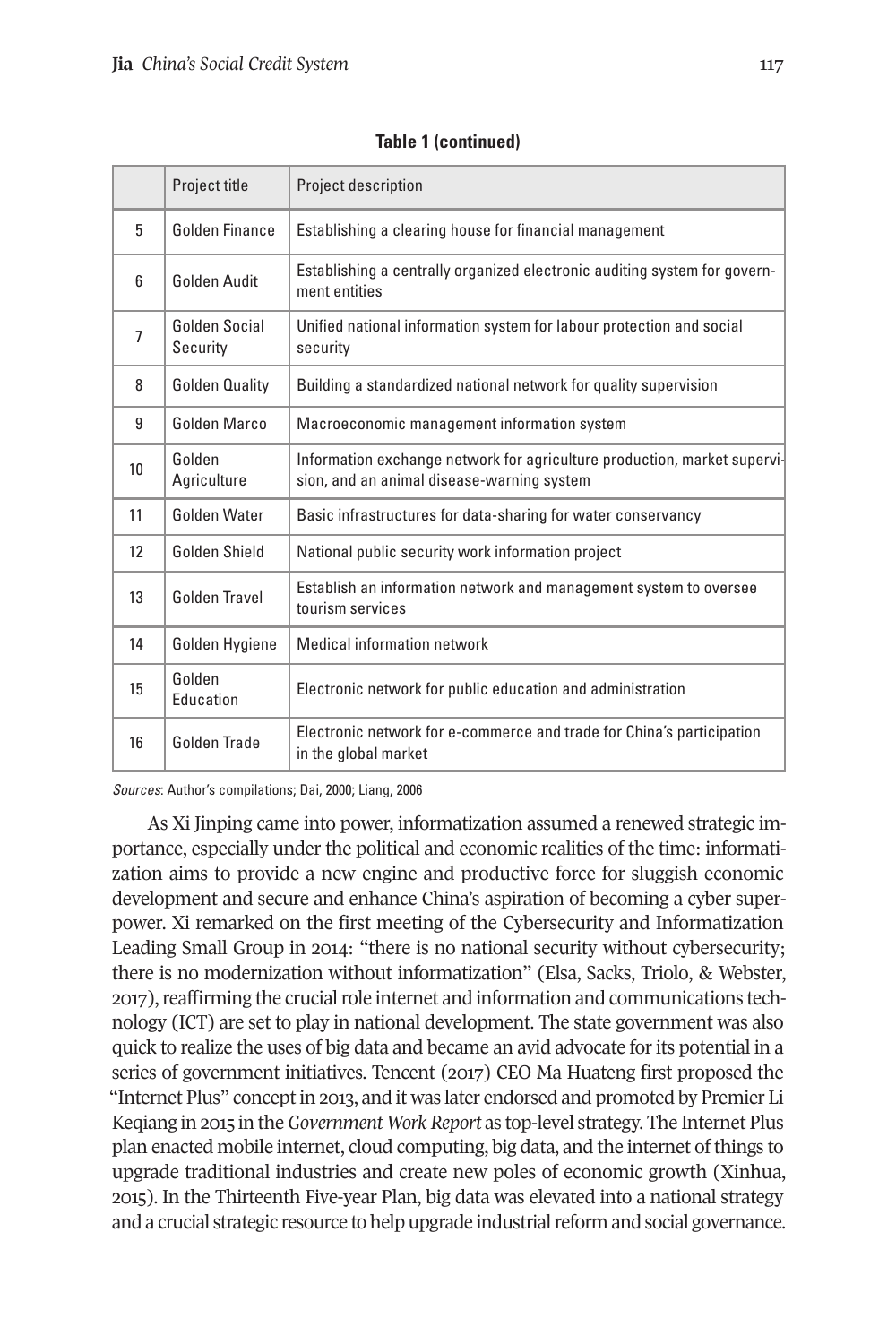**Table 1 (continued)**

| | Project title | Project description |
|---|---|---|
| 5 | Golden Finance | Establishing a clearing house for financial management |
| 6 | Golden Audit | Establishing a centrally organized electronic auditing system for government entities |
| 7 | Golden Social Security | Unified national information system for labour protection and social security |
| 8 | Golden Quality | Building a standardized national network for quality supervision |
| 9 | Golden Marco | Macroeconomic management information system |
| 10 | Golden Agriculture | Information exchange network for agriculture production, market supervision, and an animal disease-warning system |
| 11 | Golden Water | Basic infrastructures for data-sharing for water conservancy |
| 12 | Golden Shield | National public security work information project |
| 13 | Golden Travel | Establish an information network and management system to oversee tourism services |
| 14 | Golden Hygiene | Medical information network |
| 15 | Golden Education | Electronic network for public education and administration |
| 16 | Golden Trade | Electronic network for e-commerce and trade for China's participation in the global market |

*Sources*: Author's compilations; Dai, 2000; Liang, 2006

As Xi Jinping came into power, informatization assumed a renewed strategic importance, especially under the political and economic realities of the time: informatization aims to provide a new engine and productive force for sluggish economic development and secure and enhance China's aspiration of becoming a cyber superpower. Xi remarked on the first meeting of the Cybersecurity and Informatization Leading Small Group in 2014: "there is no national security without cybersecurity; there is no modernization without informatization" (Elsa, Sacks, Triolo, & Webster, 2017), reaffirming the crucial role internet and information and communications technology (ICT) are set to play in national development. The state government was also quick to realize the uses of big data and became an avid advocate for its potential in a series of government initiatives. Tencent (2017) CEO Ma Huateng first proposed the "Internet Plus" concept in 2013, and it was later endorsed and promoted by Premier Li Keqiang in 2015 in the *Government Work Report* as top-level strategy. The Internet Plus plan enacted mobile internet, cloud computing, big data, and the internet of things to upgrade traditional industries and create new poles of economic growth (Xinhua, 2015). In the Thirteenth Five-year Plan, big data was elevated into a national strategy and a crucial strategic resource to help upgrade industrial reform and social governance.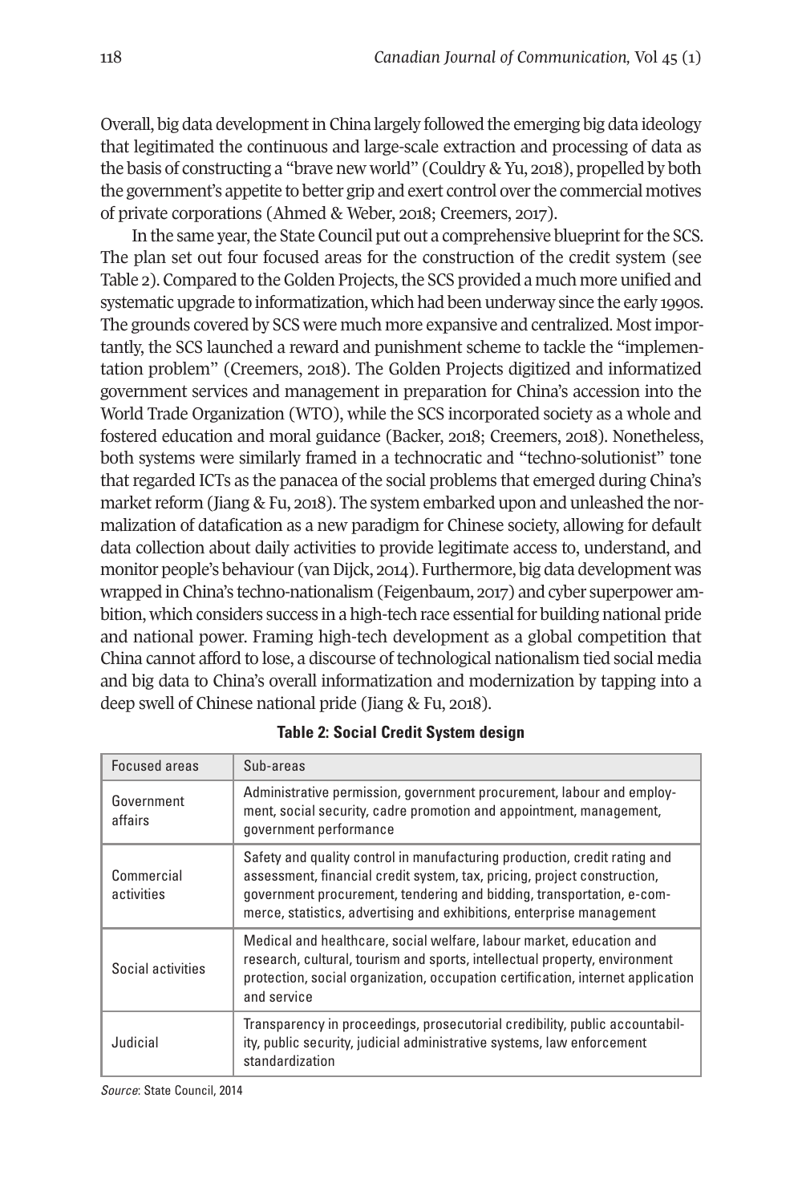Overall, big data development in China largely followed the emerging big data ideology that legitimated the continuous and large-scale extraction and processing of data as the basis of constructing a "brave new world" (Couldry & Yu, 2018), propelled by both the government's appetite to better grip and exert control over the commercial motives of private corporations (Ahmed & Weber, 2018; Creemers, 2017).

In the same year, the State Council put out a comprehensive blueprint for the SCS. The plan set out four focused areas for the construction of the credit system (see Table 2). Compared to the Golden Projects, the SCS provided a much more unified and systematic upgrade to informatization, which had been underway since the early 1990s. The grounds covered by SCS were much more expansive and centralized. Most importantly, the SCS launched a reward and punishment scheme to tackle the "implementation problem" (Creemers, 2018). The Golden Projects digitized and informatized government services and management in preparation for China's accession into the World Trade Organization (WTO), while the SCS incorporated society as a whole and fostered education and moral guidance (Backer, 2018; Creemers, 2018). Nonetheless, both systems were similarly framed in a technocratic and "techno-solutionist" tone that regarded ICTs as the panacea of the social problems that emerged during China's market reform (Jiang & Fu, 2018). The system embarked upon and unleashed the normalization of datafication as a new paradigm for Chinese society, allowing for default data collection about daily activities to provide legitimate access to, understand, and monitor people's behaviour (van Dijck, 2014). Furthermore, big data development was wrapped in China's techno-nationalism (Feigenbaum, 2017) and cyber superpower ambition, which considers success in a high-tech race essential for building national pride and national power. Framing high-tech development as a global competition that China cannot afford to lose, a discourse of technological nationalism tied social media and big data to China's overall informatization and modernization by tapping into a deep swell of Chinese national pride (Jiang & Fu, 2018).

**Table 2: Social Credit System design**

| Focused areas | Sub-areas |
|---|---|
| Government affairs | Administrative permission, government procurement, labour and employment, social security, cadre promotion and appointment, management, government performance |
| Commercial activities | Safety and quality control in manufacturing production, credit rating and assessment, financial credit system, tax, pricing, project construction, government procurement, tendering and bidding, transportation, e-commerce, statistics, advertising and exhibitions, enterprise management |
| Social activities | Medical and healthcare, social welfare, labour market, education and research, cultural, tourism and sports, intellectual property, environment protection, social organization, occupation certification, internet application and service |
| Judicial | Transparency in proceedings, prosecutorial credibility, public accountability, public security, judicial administrative systems, law enforcement standardization |

*Source*: State Council, 2014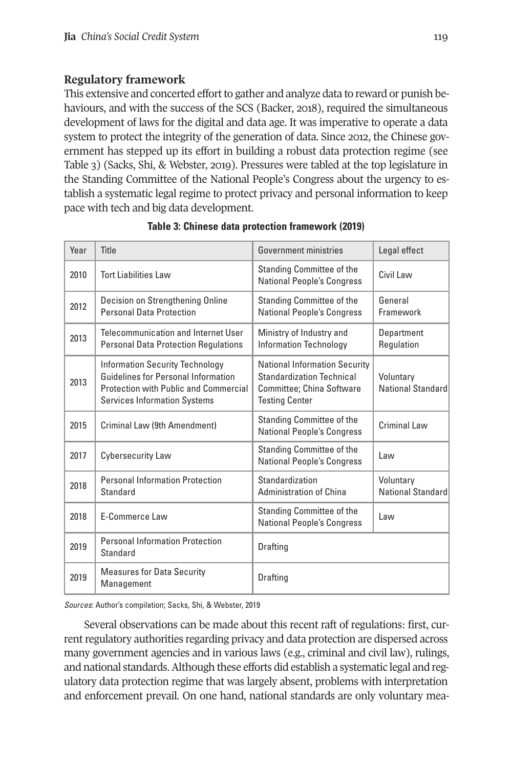### Regulatory framework

This extensive and concerted effort to gather and analyze data to reward or punish behaviours, and with the success of the SCS (Backer, 2018), required the simultaneous development of laws for the digital and data age. It was imperative to operate a data system to protect the integrity of the generation of data. Since 2012, the Chinese government has stepped up its effort in building a robust data protection regime (see Table 3) (Sacks, Shi, & Webster, 2019). Pressures were tabled at the top legislature in the Standing Committee of the National People's Congress about the urgency to establish a systematic legal regime to protect privacy and personal information to keep pace with tech and big data development.

**Table 3: Chinese data protection framework (2019)**

| Year | Title | Government ministries | Legal effect |
|---|---|---|---|
| 2010 | Tort Liabilities Law | Standing Committee of the National People's Congress | Civil Law |
| 2012 | Decision on Strengthening Online Personal Data Protection | Standing Committee of the National People's Congress | General Framework |
| 2013 | Telecommunication and Internet User Personal Data Protection Regulations | Ministry of Industry and Information Technology | Department Regulation |
| 2013 | Information Security Technology Guidelines for Personal Information Protection with Public and Commercial Services Information Systems | National Information Security Standardization Technical Committee; China Software Testing Center | Voluntary National Standard |
| 2015 | Criminal Law (9th Amendment) | Standing Committee of the National People's Congress | Criminal Law |
| 2017 | Cybersecurity Law | Standing Committee of the National People's Congress | Law |
| 2018 | Personal Information Protection Standard | Standardization Administration of China | Voluntary National Standard |
| 2018 | E-Commerce Law | Standing Committee of the National People's Congress | Law |
| 2019 | Personal Information Protection Standard | Drafting | |
| 2019 | Measures for Data Security Management | Drafting | |

*Sources*: Author's compilation; Sacks, Shi, & Webster, 2019

Several observations can be made about this recent raft of regulations: first, current regulatory authorities regarding privacy and data protection are dispersed across many government agencies and in various laws (e.g., criminal and civil law), rulings, and national standards. Although these efforts did establish a systematic legal and regulatory data protection regime that was largely absent, problems with interpretation and enforcement prevail. On one hand, national standards are only voluntary mea-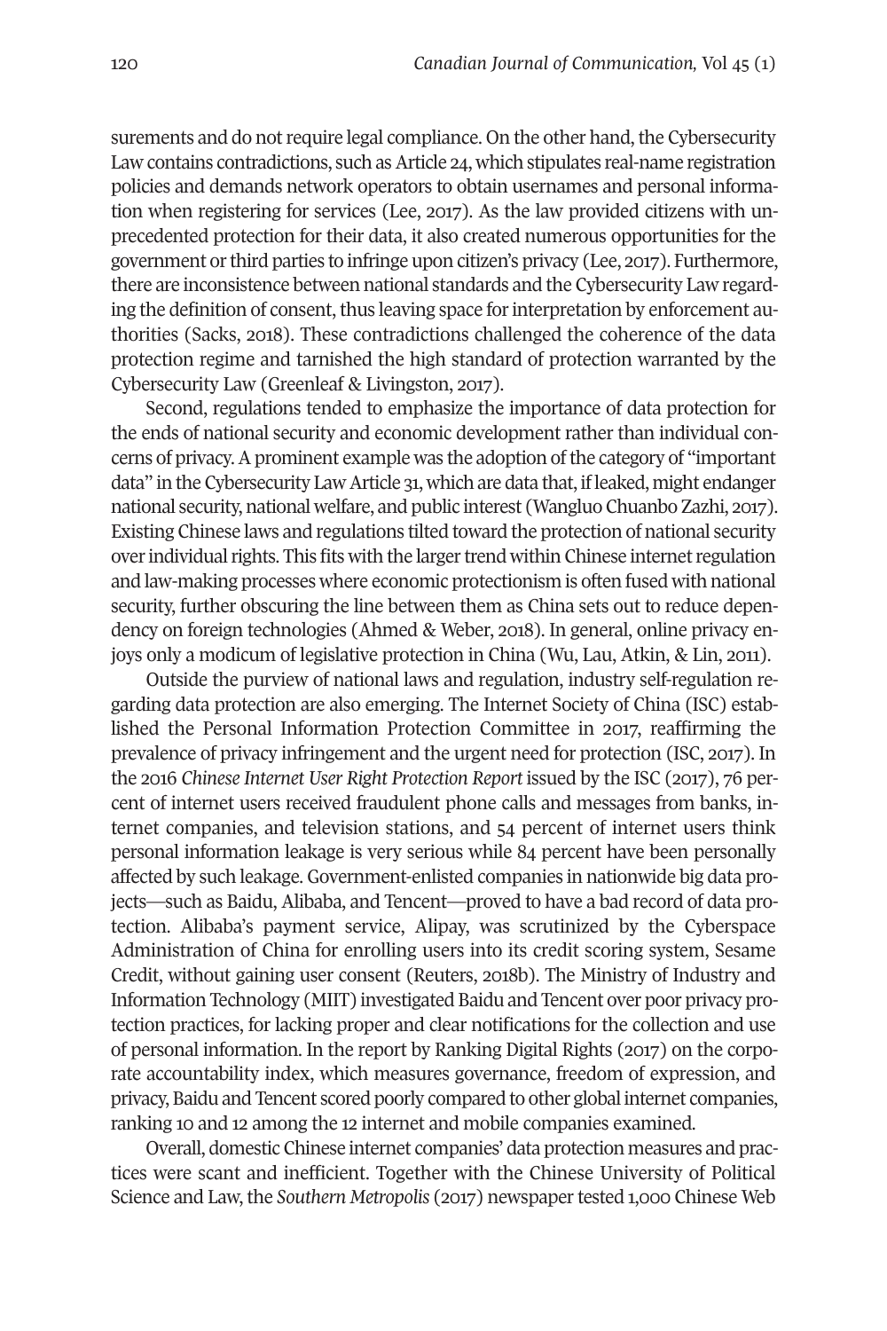surements and do not require legal compliance. On the other hand, the Cybersecurity Law contains contradictions, such as Article 24, which stipulates real-name registration policies and demands network operators to obtain usernames and personal information when registering for services (Lee, 2017). As the law provided citizens with unprecedented protection for their data, it also created numerous opportunities for the government or third parties to infringe upon citizen's privacy (Lee, 2017). Furthermore, there are inconsistence between national standards and the Cybersecurity Law regarding the definition of consent, thus leaving space for interpretation by enforcement authorities (Sacks, 2018). These contradictions challenged the coherence of the data protection regime and tarnished the high standard of protection warranted by the Cybersecurity Law (Greenleaf & Livingston, 2017).

Second, regulations tended to emphasize the importance of data protection for the ends of national security and economic development rather than individual concerns of privacy. A prominent example was the adoption of the category of "important data" in the Cybersecurity Law Article 31, which are data that, if leaked, might endanger national security, national welfare, and public interest (Wangluo Chuanbo Zazhi, 2017). Existing Chinese laws and regulations tilted toward the protection of national security over individual rights. This fits with the larger trend within Chinese internet regulation and law-making processes where economic protectionism is often fused with national security, further obscuring the line between them as China sets out to reduce dependency on foreign technologies (Ahmed & Weber, 2018). In general, online privacy enjoys only a modicum of legislative protection in China (Wu, Lau, Atkin, & Lin, 2011).

Outside the purview of national laws and regulation, industry self-regulation regarding data protection are also emerging. The Internet Society of China (ISC) established the Personal Information Protection Committee in 2017, reaffirming the prevalence of privacy infringement and the urgent need for protection (ISC, 2017). In the 2016 *Chinese Internet User Right Protection Report* issued by the ISC (2017), 76 percent of internet users received fraudulent phone calls and messages from banks, internet companies, and television stations, and 54 percent of internet users think personal information leakage is very serious while 84 percent have been personally affected by such leakage. Government-enlisted companies in nationwide big data projects—such as Baidu, Alibaba, and Tencent—proved to have a bad record of data protection. Alibaba's payment service, Alipay, was scrutinized by the Cyberspace Administration of China for enrolling users into its credit scoring system, Sesame Credit, without gaining user consent (Reuters, 2018b). The Ministry of Industry and Information Technology (MIIT) investigated Baidu and Tencent over poor privacy protection practices, for lacking proper and clear notifications for the collection and use of personal information. In the report by Ranking Digital Rights (2017) on the corporate accountability index, which measures governance, freedom of expression, and privacy, Baidu and Tencent scored poorly compared to other global internet companies, ranking 10 and 12 among the 12 internet and mobile companies examined.

Overall, domestic Chinese internet companies' data protection measures and practices were scant and inefficient. Together with the Chinese University of Political Science and Law, the *Southern Metropolis* (2017) newspaper tested 1,000 Chinese Web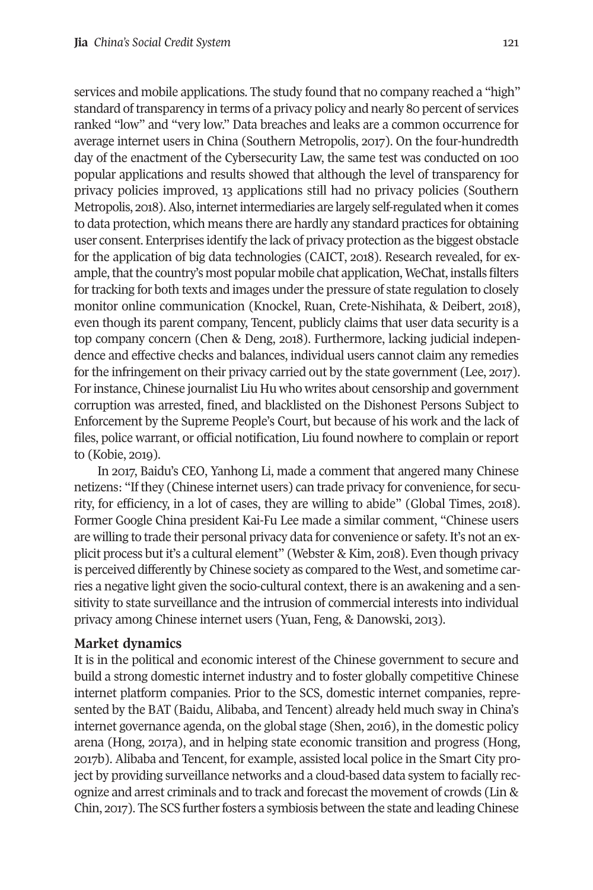services and mobile applications. The study found that no company reached a "high" standard of transparency in terms of a privacy policy and nearly 80 percent of services ranked "low" and "very low." Data breaches and leaks are a common occurrence for average internet users in China (Southern Metropolis, 2017). On the four-hundredth day of the enactment of the Cybersecurity Law, the same test was conducted on 100 popular applications and results showed that although the level of transparency for privacy policies improved, 13 applications still had no privacy policies (Southern Metropolis, 2018). Also, internet intermediaries are largely self-regulated when it comes to data protection, which means there are hardly any standard practices for obtaining user consent. Enterprises identify the lack of privacy protection as the biggest obstacle for the application of big data technologies (CAICT, 2018). Research revealed, for example, that the country's most popular mobile chat application, WeChat, installs filters for tracking for both texts and images under the pressure of state regulation to closely monitor online communication (Knockel, Ruan, Crete-Nishihata, & Deibert, 2018), even though its parent company, Tencent, publicly claims that user data security is a top company concern (Chen & Deng, 2018). Furthermore, lacking judicial independence and effective checks and balances, individual users cannot claim any remedies for the infringement on their privacy carried out by the state government (Lee, 2017). For instance, Chinese journalist Liu Hu who writes about censorship and government corruption was arrested, fined, and blacklisted on the Dishonest Persons Subject to Enforcement by the Supreme People's Court, but because of his work and the lack of files, police warrant, or official notification, Liu found nowhere to complain or report to (Kobie, 2019).

In 2017, Baidu's CEO, Yanhong Li, made a comment that angered many Chinese netizens: "If they (Chinese internet users) can trade privacy for convenience, for security, for efficiency, in a lot of cases, they are willing to abide" (Global Times, 2018). Former Google China president Kai-Fu Lee made a similar comment, "Chinese users are willing to trade their personal privacy data for convenience or safety. It's not an explicit process but it's a cultural element" (Webster & Kim, 2018). Even though privacy is perceived differently by Chinese society as compared to the West, and sometime carries a negative light given the socio-cultural context, there is an awakening and a sensitivity to state surveillance and the intrusion of commercial interests into individual privacy among Chinese internet users (Yuan, Feng, & Danowski, 2013).

## Market dynamics

It is in the political and economic interest of the Chinese government to secure and build a strong domestic internet industry and to foster globally competitive Chinese internet platform companies. Prior to the SCS, domestic internet companies, represented by the BAT (Baidu, Alibaba, and Tencent) already held much sway in China's internet governance agenda, on the global stage (Shen, 2016), in the domestic policy arena (Hong, 2017a), and in helping state economic transition and progress (Hong, 2017b). Alibaba and Tencent, for example, assisted local police in the Smart City project by providing surveillance networks and a cloud-based data system to facially recognize and arrest criminals and to track and forecast the movement of crowds (Lin & Chin, 2017). The SCS further fosters a symbiosis between the state and leading Chinese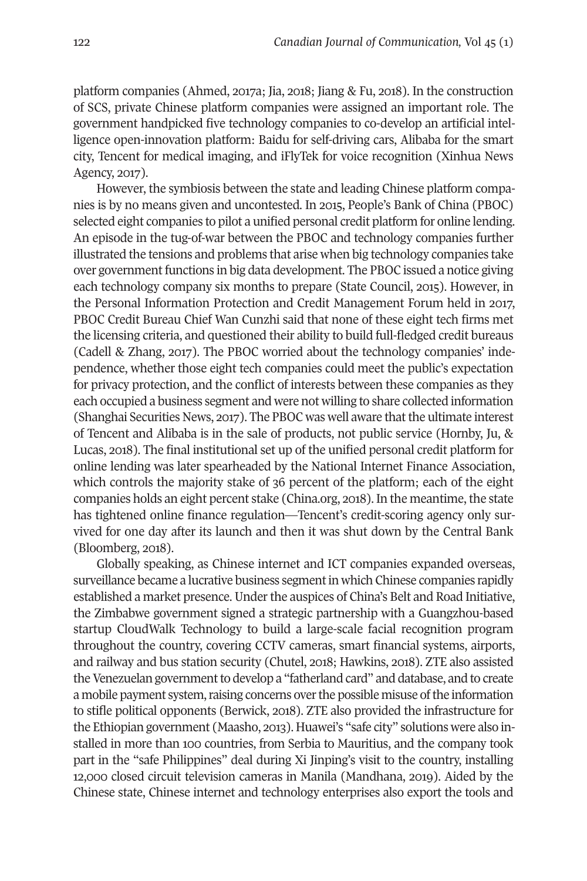platform companies (Ahmed, 2017a; Jia, 2018; Jiang & Fu, 2018). In the construction of SCS, private Chinese platform companies were assigned an important role. The government handpicked five technology companies to co-develop an artificial intelligence open-innovation platform: Baidu for self-driving cars, Alibaba for the smart city, Tencent for medical imaging, and iFlyTek for voice recognition (Xinhua News Agency, 2017).

However, the symbiosis between the state and leading Chinese platform companies is by no means given and uncontested. In 2015, People's Bank of China (PBOC) selected eight companies to pilot a unified personal credit platform for online lending. An episode in the tug-of-war between the PBOC and technology companies further illustrated the tensions and problems that arise when big technology companies take over government functions in big data development. The PBOC issued a notice giving each technology company six months to prepare (State Council, 2015). However, in the Personal Information Protection and Credit Management Forum held in 2017, PBOC Credit Bureau Chief Wan Cunzhi said that none of these eight tech firms met the licensing criteria, and questioned their ability to build full-fledged credit bureaus (Cadell & Zhang, 2017). The PBOC worried about the technology companies' independence, whether those eight tech companies could meet the public's expectation for privacy protection, and the conflict of interests between these companies as they each occupied a business segment and were not willing to share collected information (Shanghai Securities News, 2017). The PBOC was well aware that the ultimate interest of Tencent and Alibaba is in the sale of products, not public service (Hornby, Ju, & Lucas, 2018). The final institutional set up of the unified personal credit platform for online lending was later spearheaded by the National Internet Finance Association, which controls the majority stake of 36 percent of the platform; each of the eight companies holds an eight percent stake (China.org, 2018). In the meantime, the state has tightened online finance regulation—Tencent's credit-scoring agency only survived for one day after its launch and then it was shut down by the Central Bank (Bloomberg, 2018).

Globally speaking, as Chinese internet and ICT companies expanded overseas, surveillance became a lucrative business segment in which Chinese companies rapidly established a market presence. Under the auspices of China's Belt and Road Initiative, the Zimbabwe government signed a strategic partnership with a Guangzhou-based startup CloudWalk Technology to build a large-scale facial recognition program throughout the country, covering CCTV cameras, smart financial systems, airports, and railway and bus station security (Chutel, 2018; Hawkins, 2018). ZTE also assisted the Venezuelan government to develop a "fatherland card" and database, and to create a mobile payment system, raising concerns over the possible misuse of the information to stifle political opponents (Berwick, 2018). ZTE also provided the infrastructure for the Ethiopian government (Maasho, 2013). Huawei's "safe city" solutions were also installed in more than 100 countries, from Serbia to Mauritius, and the company took part in the "safe Philippines" deal during Xi Jinping's visit to the country, installing 12,000 closed circuit television cameras in Manila (Mandhana, 2019). Aided by the Chinese state, Chinese internet and technology enterprises also export the tools and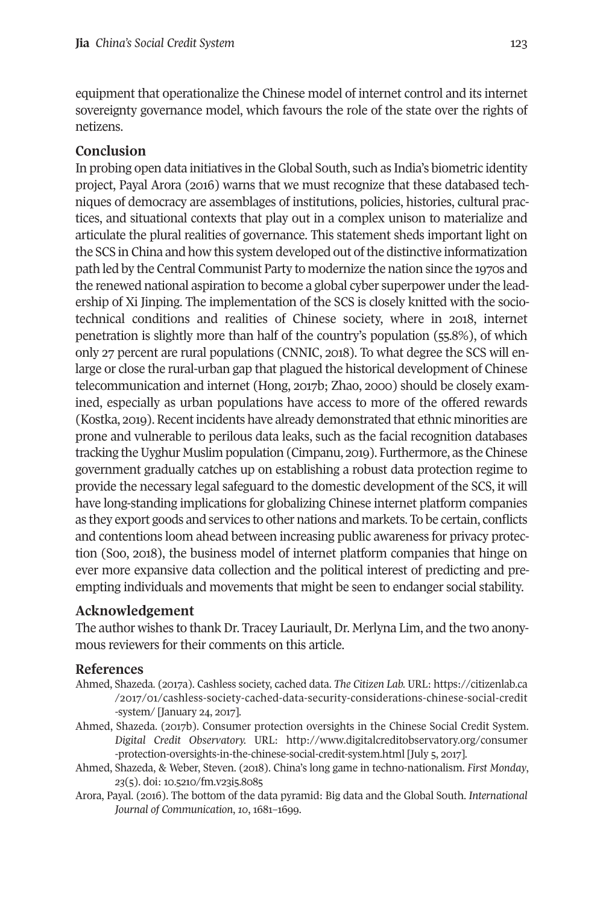equipment that operationalize the Chinese model of internet control and its internet sovereignty governance model, which favours the role of the state over the rights of netizens.

## Conclusion

In probing open data initiatives in the Global South, such as India's biometric identity project, Payal Arora (2016) warns that we must recognize that these databased techniques of democracy are assemblages of institutions, policies, histories, cultural practices, and situational contexts that play out in a complex unison to materialize and articulate the plural realities of governance. This statement sheds important light on the SCS in China and how this system developed out of the distinctive informatization path led by the Central Communist Party to modernize the nation since the 1970s and the renewed national aspiration to become a global cyber superpower under the leadership of Xi Jinping. The implementation of the SCS is closely knitted with the socio-technical conditions and realities of Chinese society, where in 2018, internet penetration is slightly more than half of the country's population (55.8%), of which only 27 percent are rural populations (CNNIC, 2018). To what degree the SCS will enlarge or close the rural-urban gap that plagued the historical development of Chinese telecommunication and internet (Hong, 2017b; Zhao, 2000) should be closely examined, especially as urban populations have access to more of the offered rewards (Kostka, 2019). Recent incidents have already demonstrated that ethnic minorities are prone and vulnerable to perilous data leaks, such as the facial recognition databases tracking the Uyghur Muslim population (Cimpanu, 2019). Furthermore, as the Chinese government gradually catches up on establishing a robust data protection regime to provide the necessary legal safeguard to the domestic development of the SCS, it will have long-standing implications for globalizing Chinese internet platform companies as they export goods and services to other nations and markets. To be certain, conflicts and contentions loom ahead between increasing public awareness for privacy protection (Soo, 2018), the business model of internet platform companies that hinge on ever more expansive data collection and the political interest of predicting and preempting individuals and movements that might be seen to endanger social stability.

## Acknowledgement

The author wishes to thank Dr. Tracey Lauriault, Dr. Merlyna Lim, and the two anonymous reviewers for their comments on this article.

## References

Ahmed, Shazeda. (2017a). Cashless society, cached data. *The Citizen Lab*. URL: https://citizenlab.ca/2017/01/cashless-society-cached-data-security-considerations-chinese-social-credit-system/ [January 24, 2017].

Ahmed, Shazeda. (2017b). Consumer protection oversights in the Chinese Social Credit System. *Digital Credit Observatory*. URL: http://www.digitalcreditobservatory.org/consumer-protection-oversights-in-the-chinese-social-credit-system.html [July 5, 2017].

Ahmed, Shazeda, & Weber, Steven. (2018). China's long game in techno-nationalism. *First Monday*, *23*(5). doi: 10.5210/fm.v23i5.8085

Arora, Payal. (2016). The bottom of the data pyramid: Big data and the Global South. *International Journal of Communication*, *10*, 1681–1699.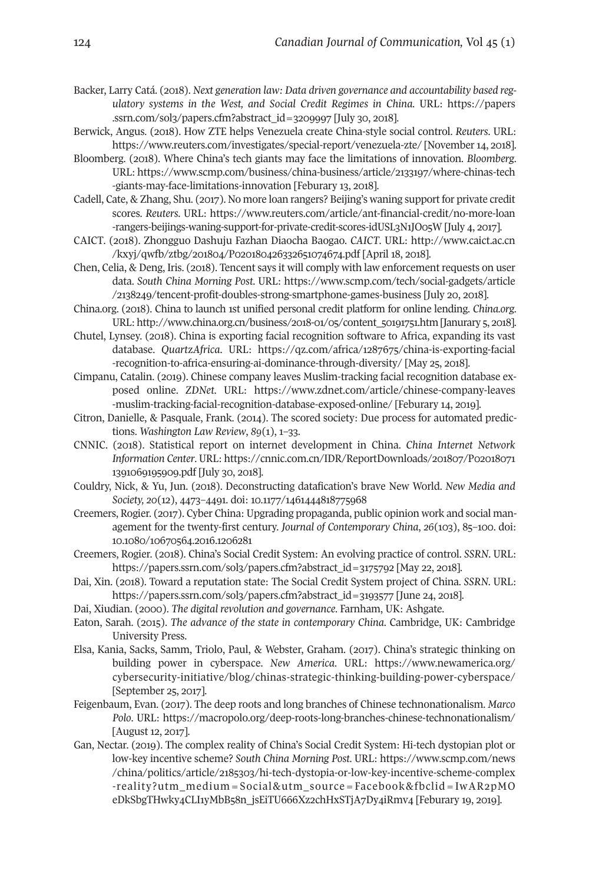Backer, Larry Catá. (2018). *Next generation law: Data driven governance and accountability based regulatory systems in the West, and Social Credit Regimes in China*. URL: https://papers.ssrn.com/sol3/papers.cfm?abstract_id=3209997 [July 30, 2018].

Berwick, Angus. (2018). How ZTE helps Venezuela create China-style social control. *Reuters*. URL: https://www.reuters.com/investigates/special-report/venezuela-zte/ [November 14, 2018].

Bloomberg. (2018). Where China's tech giants may face the limitations of innovation. *Bloomberg*. URL: https://www.scmp.com/business/china-business/article/2133197/where-chinas-tech-giants-may-face-limitations-innovation [Feburary 13, 2018].

Cadell, Cate, & Zhang, Shu. (2017). No more loan rangers? Beijing's waning support for private credit scores. *Reuters*. URL: https://www.reuters.com/article/ant-financial-credit/no-more-loan-rangers-beijings-waning-support-for-private-credit-scores-idUSL3N1JO05W [July 4, 2017].

CAICT. (2018). Zhongguo Dashuju Fazhan Diaocha Baogao. *CAICT*. URL: http://www.caict.ac.cn/kxyj/qwfb/ztbg/201804/P020180426332651074674.pdf [April 18, 2018].

Chen, Celia, & Deng, Iris. (2018). Tencent says it will comply with law enforcement requests on user data. *South China Morning Post*. URL: https://www.scmp.com/tech/social-gadgets/article/2138249/tencent-profit-doubles-strong-smartphone-games-business [July 20, 2018].

China.org. (2018). China to launch 1st unified personal credit platform for online lending. *China.org*. URL: http://www.china.org.cn/business/2018-01/05/content_50191751.htm [Janurary 5, 2018].

Chutel, Lynsey. (2018). China is exporting facial recognition software to Africa, expanding its vast database. *QuartzAfrica*. URL: https://qz.com/africa/1287675/china-is-exporting-facial-recognition-to-africa-ensuring-ai-dominance-through-diversity/ [May 25, 2018].

Cimpanu, Catalin. (2019). Chinese company leaves Muslim-tracking facial recognition database exposed online. *ZDNet*. URL: https://www.zdnet.com/article/chinese-company-leaves-muslim-tracking-facial-recognition-database-exposed-online/ [Feburary 14, 2019].

Citron, Danielle, & Pasquale, Frank. (2014). The scored society: Due process for automated predictions. *Washington Law Review*, *89*(1), 1–33.

CNNIC. (2018). Statistical report on internet development in China. *China Internet Network Information Center*. URL: https://cnnic.com.cn/IDR/ReportDownloads/201807/P020180711391069195909.pdf [July 30, 2018].

Couldry, Nick, & Yu, Jun. (2018). Deconstructing datafication's brave New World. *New Media and Society*, *20*(12), 4473–4491. doi: 10.1177/1461444818775968

Creemers, Rogier. (2017). Cyber China: Upgrading propaganda, public opinion work and social management for the twenty-first century. *Journal of Contemporary China*, *26*(103), 85–100. doi: 10.1080/10670564.2016.1206281

Creemers, Rogier. (2018). China's Social Credit System: An evolving practice of control. *SSRN*. URL: https://papers.ssrn.com/sol3/papers.cfm?abstract_id=3175792 [May 22, 2018].

Dai, Xin. (2018). Toward a reputation state: The Social Credit System project of China. *SSRN*. URL: https://papers.ssrn.com/sol3/papers.cfm?abstract_id=3193577 [June 24, 2018].

Dai, Xiudian. (2000). *The digital revolution and governance*. Farnham, UK: Ashgate.

Eaton, Sarah. (2015). *The advance of the state in contemporary China*. Cambridge, UK: Cambridge University Press.

Elsa, Kania, Sacks, Samm, Triolo, Paul, & Webster, Graham. (2017). China's strategic thinking on building power in cyberspace. *New America*. URL: https://www.newamerica.org/cybersecurity-initiative/blog/chinas-strategic-thinking-building-power-cyberspace/ [September 25, 2017].

Feigenbaum, Evan. (2017). The deep roots and long branches of Chinese technonationalism. *Marco Polo*. URL: https://macropolo.org/deep-roots-long-branches-chinese-technonationalism/ [August 12, 2017].

Gan, Nectar. (2019). The complex reality of China's Social Credit System: Hi-tech dystopian plot or low-key incentive scheme? *South China Morning Post*. URL: https://www.scmp.com/news/china/politics/article/2185303/hi-tech-dystopia-or-low-key-incentive-scheme-complex-reality?utm_medium=Social&utm_source=Facebook&fbclid=IwAR2pMOeDkSbgTHwky4CLI1yMbB58n_jsEiTU666Xz2chHxSTjA7Dy4iRmv4 [Feburary 19, 2019].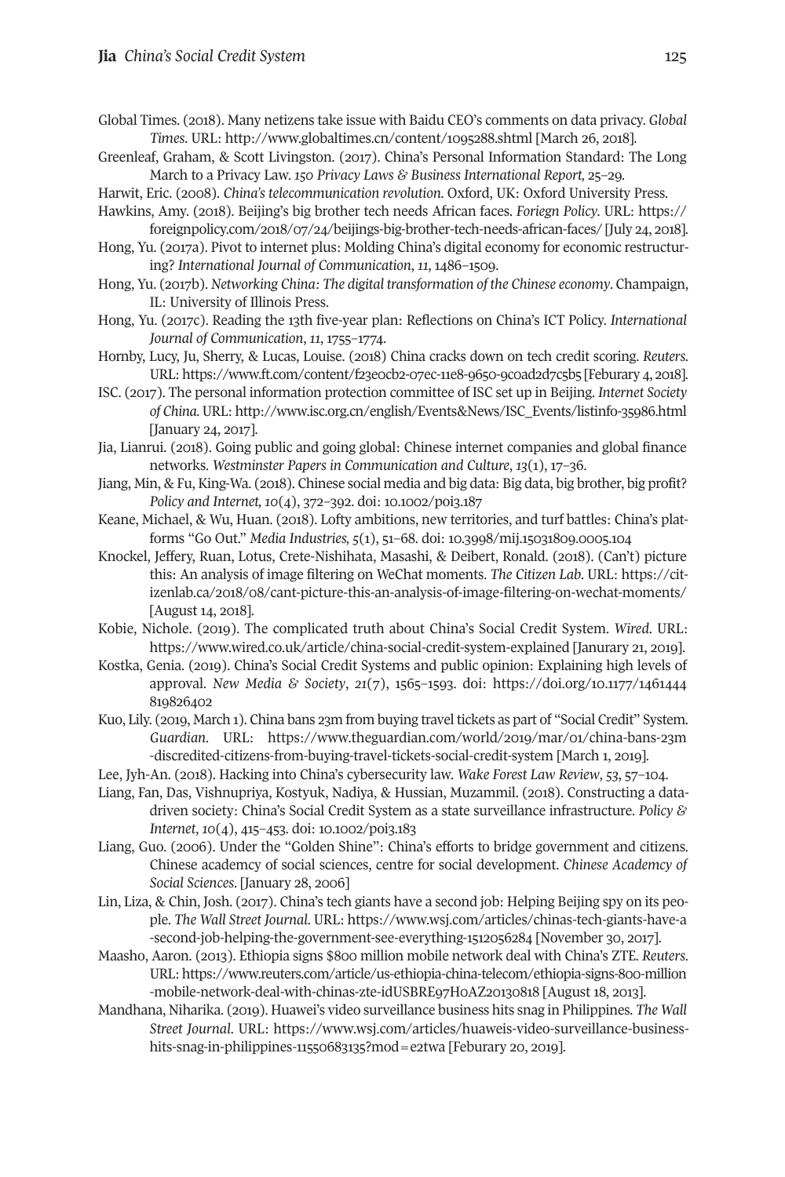Global Times. (2018). Many netizens take issue with Baidu CEO's comments on data privacy. *Global Times*. URL: http://www.globaltimes.cn/content/1095288.shtml [March 26, 2018].

Greenleaf, Graham, & Scott Livingston. (2017). China's Personal Information Standard: The Long March to a Privacy Law. *150 Privacy Laws & Business International Report,* 25–29.

Harwit, Eric. (2008). *China's telecommunication revolution*. Oxford, UK: Oxford University Press.

Hawkins, Amy. (2018). Beijing's big brother tech needs African faces. *Foriegn Policy*. URL: https://foreignpolicy.com/2018/07/24/beijings-big-brother-tech-needs-african-faces/ [July 24, 2018].

Hong, Yu. (2017a). Pivot to internet plus: Molding China's digital economy for economic restructuring? *International Journal of Communication*, *11*, 1486–1509.

Hong, Yu. (2017b). *Networking China: The digital transformation of the Chinese economy*. Champaign, IL: University of Illinois Press.

Hong, Yu. (2017c). Reading the 13th five-year plan: Reflections on China's ICT Policy. *International Journal of Communication*, *11*, 1755–1774.

Hornby, Lucy, Ju, Sherry, & Lucas, Louise. (2018) China cracks down on tech credit scoring. *Reuters.* URL: https://www.ft.com/content/f23e0cb2-07ec-11e8-9650-9c0ad2d7c5b5 [Feburary 4, 2018].

ISC. (2017). The personal information protection committee of ISC set up in Beijing. *Internet Society of China.* URL: http://www.isc.org.cn/english/Events&News/ISC_Events/listinfo-35986.html [January 24, 2017].

Jia, Lianrui. (2018). Going public and going global: Chinese internet companies and global finance networks. *Westminster Papers in Communication and Culture*, *13*(1), 17–36.

Jiang, Min, & Fu, King-Wa. (2018). Chinese social media and big data: Big data, big brother, big profit? *Policy and Internet, 10*(4), 372–392. doi: 10.1002/poi3.187

Keane, Michael, & Wu, Huan. (2018). Lofty ambitions, new territories, and turf battles: China's platforms "Go Out." *Media Industries, 5*(1), 51–68. doi: 10.3998/mij.15031809.0005.104

Knockel, Jeffery, Ruan, Lotus, Crete-Nishihata, Masashi, & Deibert, Ronald. (2018). (Can't) picture this: An analysis of image filtering on WeChat moments. *The Citizen Lab*. URL: https://citizenlab.ca/2018/08/cant-picture-this-an-analysis-of-image-filtering-on-wechat-moments/ [August 14, 2018].

Kobie, Nichole. (2019). The complicated truth about China's Social Credit System. *Wired*. URL: https://www.wired.co.uk/article/china-social-credit-system-explained [Janurary 21, 2019].

Kostka, Genia. (2019). China's Social Credit Systems and public opinion: Explaining high levels of approval. *New Media & Society*, *21*(7), 1565–1593. doi: https://doi.org/10.1177/1461444819826402

Kuo, Lily. (2019, March 1). China bans 23m from buying travel tickets as part of "Social Credit" System. *Guardian*. URL: https://www.theguardian.com/world/2019/mar/01/china-bans-23m-discredited-citizens-from-buying-travel-tickets-social-credit-system [March 1, 2019].

Lee, Jyh-An. (2018). Hacking into China's cybersecurity law. *Wake Forest Law Review*, *53*, 57–104.

Liang, Fan, Das, Vishnupriya, Kostyuk, Nadiya, & Hussian, Muzammil. (2018). Constructing a data-driven society: China's Social Credit System as a state surveillance infrastructure. *Policy & Internet*, *10*(4), 415–453. doi: 10.1002/poi3.183

Liang, Guo. (2006). Under the "Golden Shine": China's efforts to bridge government and citizens. Chinese academcy of social sciences, centre for social development. *Chinese Academcy of Social Sciences*. [January 28, 2006]

Lin, Liza, & Chin, Josh. (2017). China's tech giants have a second job: Helping Beijing spy on its people. *The Wall Street Journal*. URL: https://www.wsj.com/articles/chinas-tech-giants-have-a-second-job-helping-the-government-see-everything-1512056284 [November 30, 2017].

Maasho, Aaron. (2013). Ethiopia signs $800 million mobile network deal with China's ZTE. *Reuters*. URL: https://www.reuters.com/article/us-ethiopia-china-telecom/ethiopia-signs-800-million-mobile-network-deal-with-chinas-zte-idUSBRE97H0AZ20130818 [August 18, 2013].

Mandhana, Niharika. (2019). Huawei's video surveillance business hits snag in Philippines. *The Wall Street Journal*. URL: https://www.wsj.com/articles/huaweis-video-surveillance-business-hits-snag-in-philippines-11550683135?mod=e2twa [Feburary 20, 2019].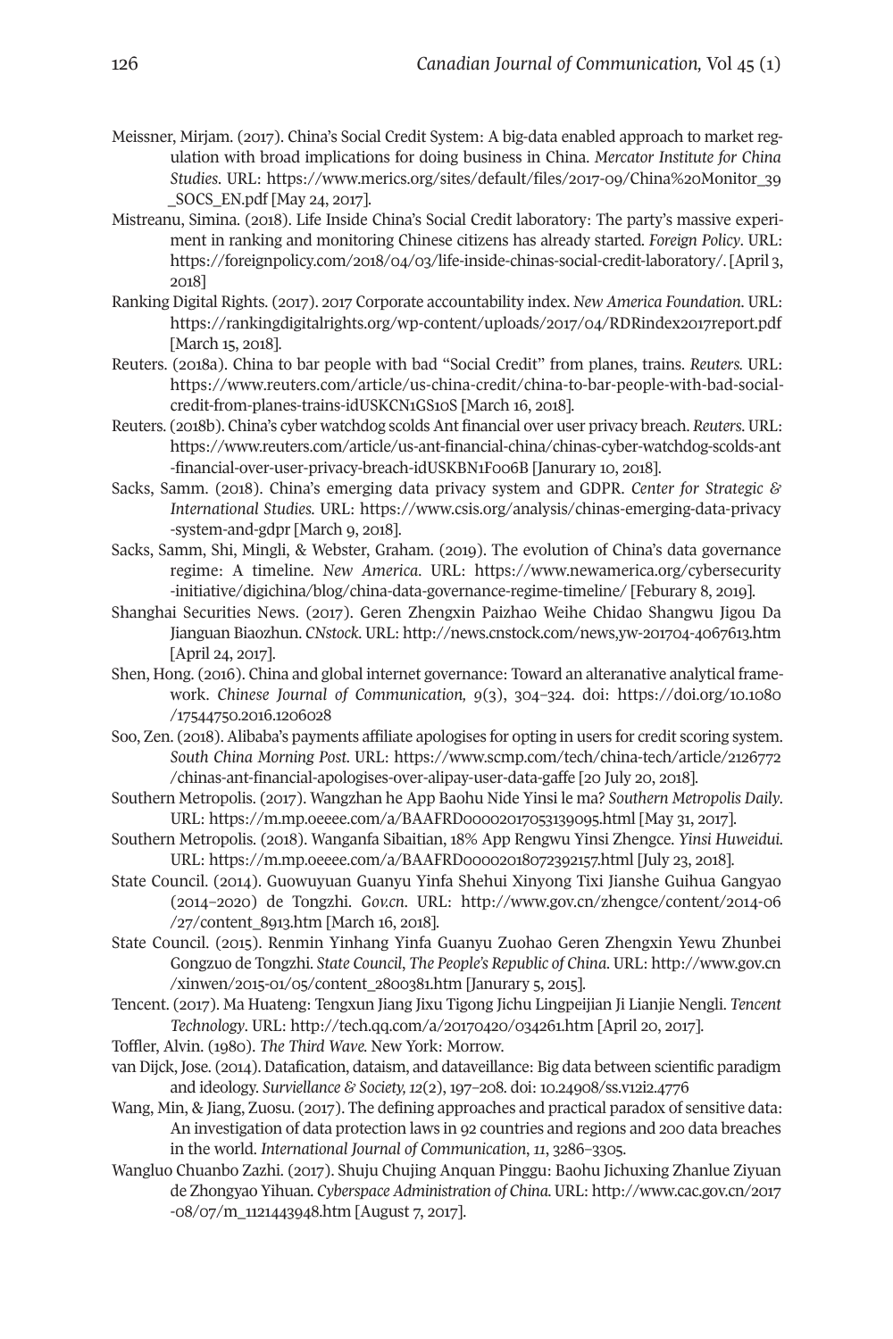Meissner, Mirjam. (2017). China's Social Credit System: A big-data enabled approach to market regulation with broad implications for doing business in China. *Mercator Institute for China Studies*. URL: https://www.merics.org/sites/default/files/2017-09/China%20Monitor_39_SOCS_EN.pdf [May 24, 2017].

Mistreanu, Simina. (2018). Life Inside China's Social Credit laboratory: The party's massive experiment in ranking and monitoring Chinese citizens has already started. *Foreign Policy*. URL: https://foreignpolicy.com/2018/04/03/life-inside-chinas-social-credit-laboratory/. [April 3, 2018]

Ranking Digital Rights. (2017). 2017 Corporate accountability index. *New America Foundation*. URL: https://rankingdigitalrights.org/wp-content/uploads/2017/04/RDRindex2017report.pdf [March 15, 2018].

Reuters. (2018a). China to bar people with bad "Social Credit" from planes, trains. *Reuters*. URL: https://www.reuters.com/article/us-china-credit/china-to-bar-people-with-bad-social-credit-from-planes-trains-idUSKCN1GS10S [March 16, 2018].

Reuters. (2018b). China's cyber watchdog scolds Ant financial over user privacy breach. *Reuters*. URL: https://www.reuters.com/article/us-ant-financial-china/chinas-cyber-watchdog-scolds-ant-financial-over-user-privacy-breach-idUSKBN1F006B [Janurary 10, 2018].

Sacks, Samm. (2018). China's emerging data privacy system and GDPR. *Center for Strategic & International Studies*. URL: https://www.csis.org/analysis/chinas-emerging-data-privacy-system-and-gdpr [March 9, 2018].

Sacks, Samm, Shi, Mingli, & Webster, Graham. (2019). The evolution of China's data governance regime: A timeline. *New America*. URL: https://www.newamerica.org/cybersecurity-initiative/digichina/blog/china-data-governance-regime-timeline/ [Feburary 8, 2019].

Shanghai Securities News. (2017). Geren Zhengxin Paizhao Weihe Chidao Shangwu Jigou Da Jianguan Biaozhun. *CNstock*. URL: http://news.cnstock.com/news,yw-201704-4067613.htm [April 24, 2017].

Shen, Hong. (2016). China and global internet governance: Toward an alteranative analytical framework. *Chinese Journal of Communication, 9*(3), 304–324. doi: https://doi.org/10.1080/17544750.2016.1206028

Soo, Zen. (2018). Alibaba's payments affiliate apologises for opting in users for credit scoring system. *South China Morning Post*. URL: https://www.scmp.com/tech/china-tech/article/2126772/chinas-ant-financial-apologises-over-alipay-user-data-gaffe [20 July 20, 2018].

Southern Metropolis. (2017). Wangzhan he App Baohu Nide Yinsi le ma? *Southern Metropolis Daily*. URL: https://m.mp.oeeee.com/a/BAAFRD00002017053139095.html [May 31, 2017].

Southern Metropolis. (2018). Wanganfa Sibaitian, 18% App Rengwu Yinsi Zhengce. *Yinsi Huweidui*. URL: https://m.mp.oeeee.com/a/BAAFRD00002018072392157.html [July 23, 2018].

State Council. (2014). Guowuyuan Guanyu Yinfa Shehui Xinyong Tixi Jianshe Guihua Gangyao (2014–2020) de Tongzhi. *Gov.cn*. URL: http://www.gov.cn/zhengce/content/2014-06/27/content_8913.htm [March 16, 2018].

State Council. (2015). Renmin Yinhang Yinfa Guanyu Zuohao Geren Zhengxin Yewu Zhunbei Gongzuo de Tongzhi. *State Council, The People's Republic of China*. URL: http://www.gov.cn/xinwen/2015-01/05/content_2800381.htm [Janurary 5, 2015].

Tencent. (2017). Ma Huateng: Tengxun Jiang Jixu Tigong Jichu Lingpeijian Ji Lianjie Nengli. *Tencent Technology*. URL: http://tech.qq.com/a/20170420/034261.htm [April 20, 2017].

Toffler, Alvin. (1980). *The Third Wave*. New York: Morrow.

van Dijck, Jose. (2014). Datafication, dataism, and dataveillance: Big data between scientific paradigm and ideology. *Surviellance & Society, 12*(2), 197–208. doi: 10.24908/ss.v12i2.4776

Wang, Min, & Jiang, Zuosu. (2017). The defining approaches and practical paradox of sensitive data: An investigation of data protection laws in 92 countries and regions and 200 data breaches in the world. *International Journal of Communication*, *11*, 3286–3305.

Wangluo Chuanbo Zazhi. (2017). Shuju Chujing Anquan Pinggu: Baohu Jichuxing Zhanlue Ziyuan de Zhongyao Yihuan. *Cyberspace Administration of China*. URL: http://www.cac.gov.cn/2017-08/07/m_1121443948.htm [August 7, 2017].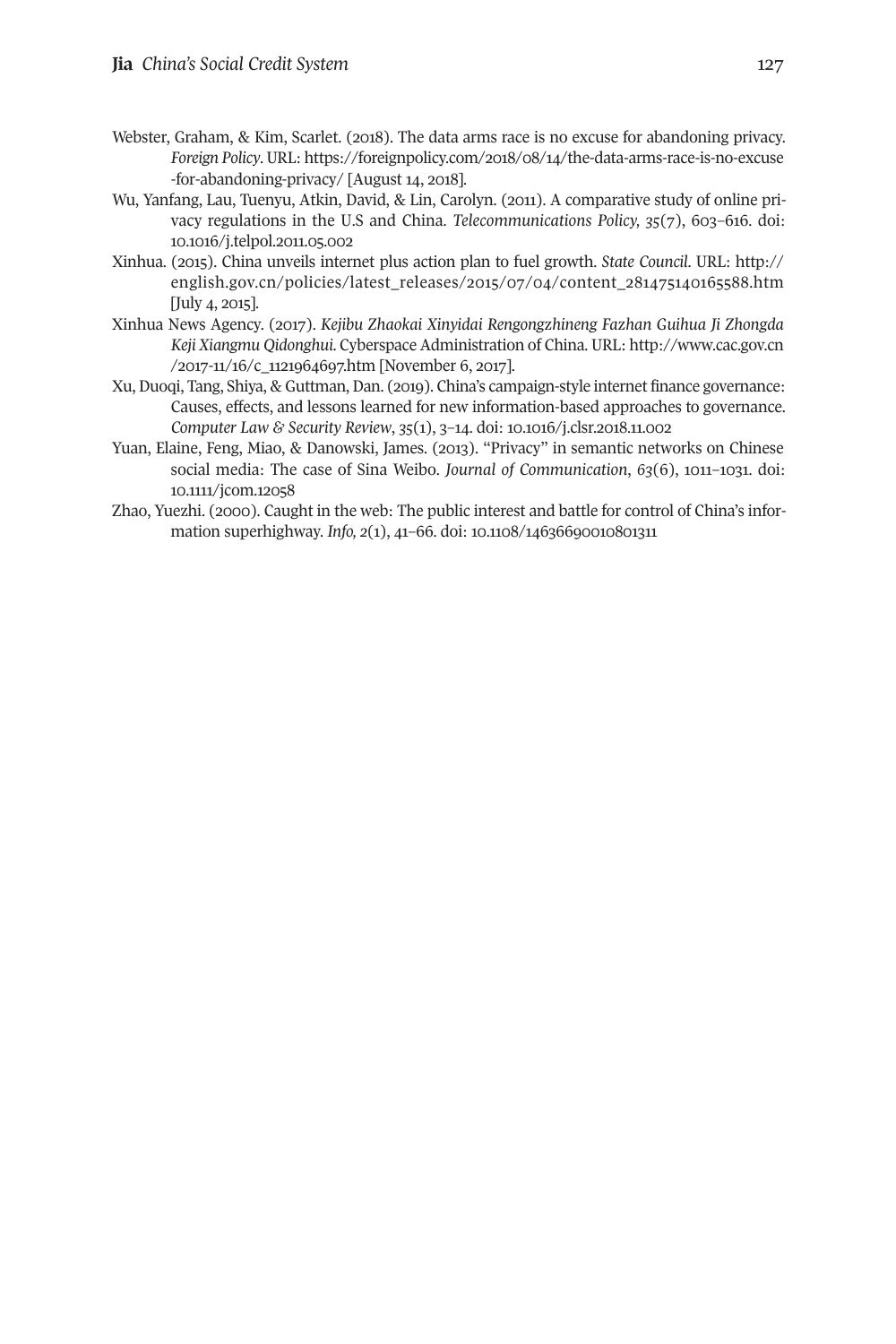Webster, Graham, & Kim, Scarlet. (2018). The data arms race is no excuse for abandoning privacy. *Foreign Policy*. URL: https://foreignpolicy.com/2018/08/14/the-data-arms-race-is-no-excuse-for-abandoning-privacy/ [August 14, 2018].

Wu, Yanfang, Lau, Tuenyu, Atkin, David, & Lin, Carolyn. (2011). A comparative study of online privacy regulations in the U.S and China. *Telecommunications Policy, 35*(7), 603–616. doi: 10.1016/j.telpol.2011.05.002

Xinhua. (2015). China unveils internet plus action plan to fuel growth. *State Council*. URL: http://english.gov.cn/policies/latest_releases/2015/07/04/content_281475140165588.htm [July 4, 2015].

Xinhua News Agency. (2017). *Kejibu Zhaokai Xinyidai Rengongzhineng Fazhan Guihua Ji Zhongda Keji Xiangmu Qidonghui*. Cyberspace Administration of China. URL: http://www.cac.gov.cn/2017-11/16/c_1121964697.htm [November 6, 2017].

Xu, Duoqi, Tang, Shiya, & Guttman, Dan. (2019). China's campaign-style internet finance governance: Causes, effects, and lessons learned for new information-based approaches to governance. *Computer Law & Security Review*, *35*(1), 3–14. doi: 10.1016/j.clsr.2018.11.002

Yuan, Elaine, Feng, Miao, & Danowski, James. (2013). "Privacy" in semantic networks on Chinese social media: The case of Sina Weibo. *Journal of Communication*, *63*(6), 1011–1031. doi: 10.1111/jcom.12058

Zhao, Yuezhi. (2000). Caught in the web: The public interest and battle for control of China's information superhighway. *Info, 2*(1), 41–66. doi: 10.1108/14636690010801311